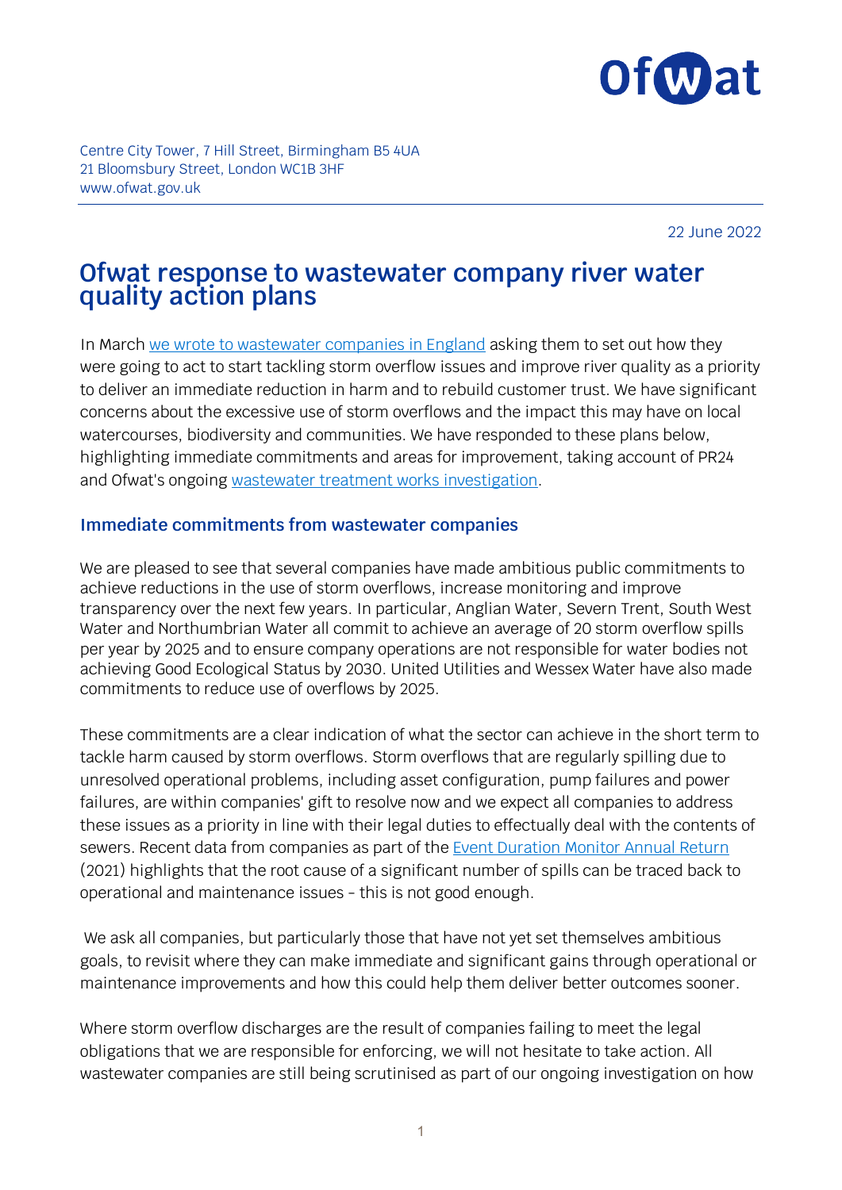Centre City Tower, 7 Hill Street, Birmingham B5 4UA
21 Bloomsbury Street, London WC1B 3HF
www.ofwat.gov.uk

22 June 2022

# Ofwat response to wastewater company river water quality action plans

In March [we wrote to wastewater companies in England](#) asking them to set out how they were going to act to start tackling storm overflow issues and improve river quality as a priority to deliver an immediate reduction in harm and to rebuild customer trust. We have significant concerns about the excessive use of storm overflows and the impact this may have on local watercourses, biodiversity and communities. We have responded to these plans below, highlighting immediate commitments and areas for improvement, taking account of PR24 and Ofwat's ongoing [wastewater treatment works investigation](#).

## Immediate commitments from wastewater companies

We are pleased to see that several companies have made ambitious public commitments to achieve reductions in the use of storm overflows, increase monitoring and improve transparency over the next few years. In particular, Anglian Water, Severn Trent, South West Water and Northumbrian Water all commit to achieve an average of 20 storm overflow spills per year by 2025 and to ensure company operations are not responsible for water bodies not achieving Good Ecological Status by 2030. United Utilities and Wessex Water have also made commitments to reduce use of overflows by 2025.

These commitments are a clear indication of what the sector can achieve in the short term to tackle harm caused by storm overflows. Storm overflows that are regularly spilling due to unresolved operational problems, including asset configuration, pump failures and power failures, are within companies' gift to resolve now and we expect all companies to address these issues as a priority in line with their legal duties to effectually deal with the contents of sewers. Recent data from companies as part of the [Event Duration Monitor Annual Return](#) (2021) highlights that the root cause of a significant number of spills can be traced back to operational and maintenance issues – this is not good enough.

We ask all companies, but particularly those that have not yet set themselves ambitious goals, to revisit where they can make immediate and significant gains through operational or maintenance improvements and how this could help them deliver better outcomes sooner.

Where storm overflow discharges are the result of companies failing to meet the legal obligations that we are responsible for enforcing, we will not hesitate to take action. All wastewater companies are still being scrutinised as part of our ongoing investigation on how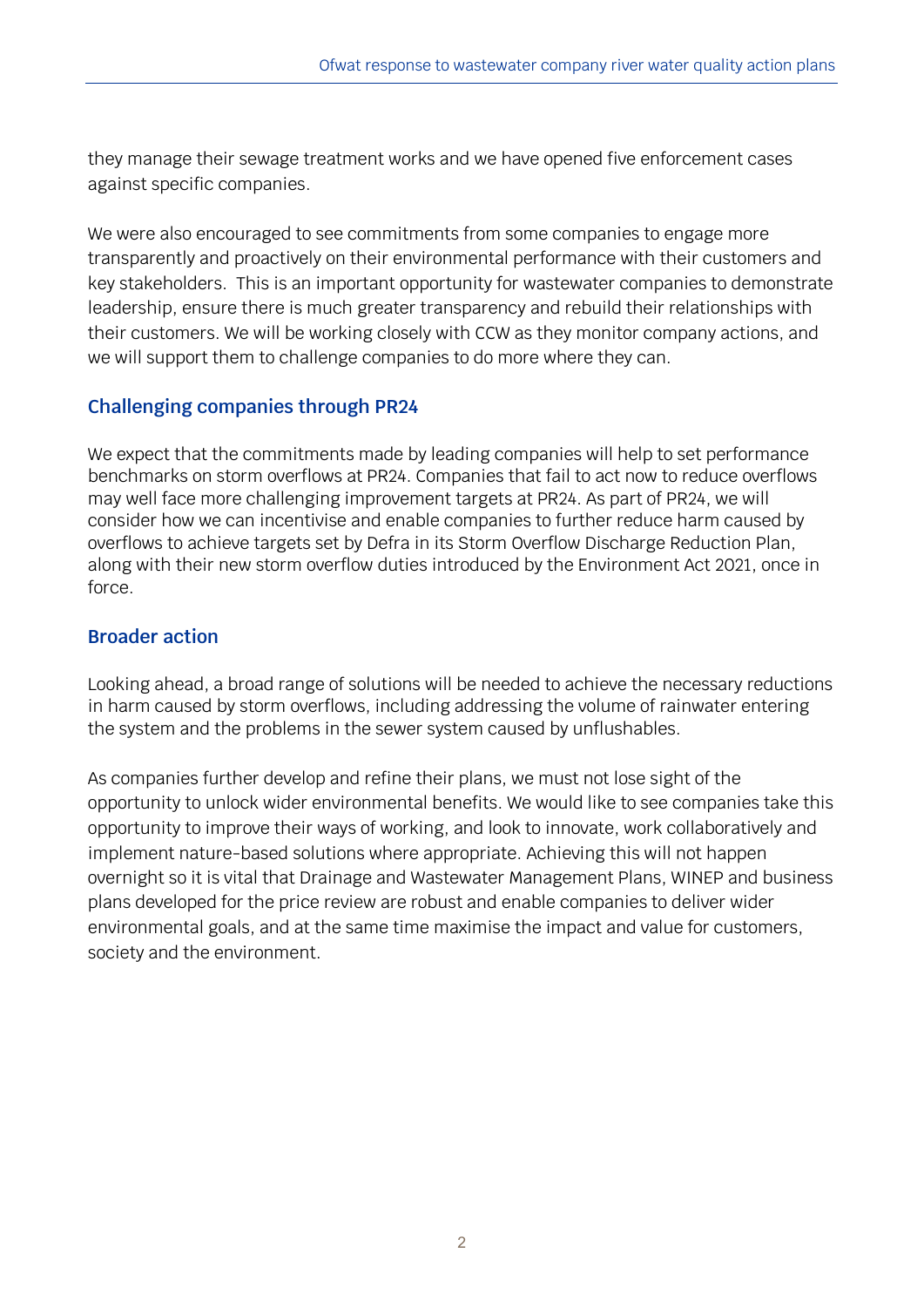they manage their sewage treatment works and we have opened five enforcement cases against specific companies.

We were also encouraged to see commitments from some companies to engage more transparently and proactively on their environmental performance with their customers and key stakeholders. This is an important opportunity for wastewater companies to demonstrate leadership, ensure there is much greater transparency and rebuild their relationships with their customers. We will be working closely with CCW as they monitor company actions, and we will support them to challenge companies to do more where they can.

## Challenging companies through PR24

We expect that the commitments made by leading companies will help to set performance benchmarks on storm overflows at PR24. Companies that fail to act now to reduce overflows may well face more challenging improvement targets at PR24. As part of PR24, we will consider how we can incentivise and enable companies to further reduce harm caused by overflows to achieve targets set by Defra in its Storm Overflow Discharge Reduction Plan, along with their new storm overflow duties introduced by the Environment Act 2021, once in force.

## Broader action

Looking ahead, a broad range of solutions will be needed to achieve the necessary reductions in harm caused by storm overflows, including addressing the volume of rainwater entering the system and the problems in the sewer system caused by unflushables.

As companies further develop and refine their plans, we must not lose sight of the opportunity to unlock wider environmental benefits. We would like to see companies take this opportunity to improve their ways of working, and look to innovate, work collaboratively and implement nature-based solutions where appropriate. Achieving this will not happen overnight so it is vital that Drainage and Wastewater Management Plans, WINEP and business plans developed for the price review are robust and enable companies to deliver wider environmental goals, and at the same time maximise the impact and value for customers, society and the environment.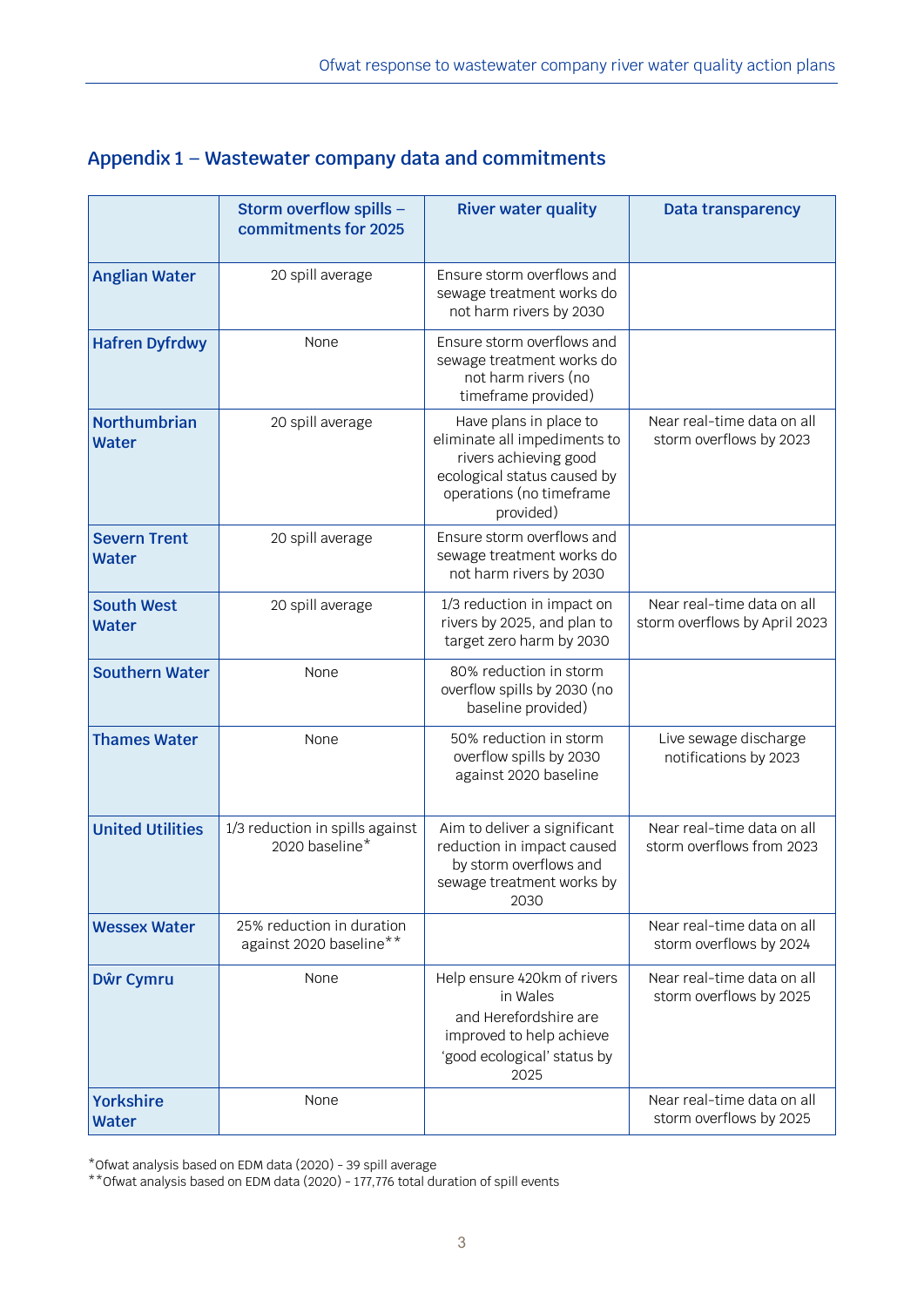## Appendix 1 – Wastewater company data and commitments

| | Storm overflow spills – commitments for 2025 | River water quality | Data transparency |
|---|---|---|---|
| **Anglian Water** | 20 spill average | Ensure storm overflows and sewage treatment works do not harm rivers by 2030 | |
| **Hafren Dyfrdwy** | None | Ensure storm overflows and sewage treatment works do not harm rivers (no timeframe provided) | |
| **Northumbrian Water** | 20 spill average | Have plans in place to eliminate all impediments to rivers achieving good ecological status caused by operations (no timeframe provided) | Near real-time data on all storm overflows by 2023 |
| **Severn Trent Water** | 20 spill average | Ensure storm overflows and sewage treatment works do not harm rivers by 2030 | |
| **South West Water** | 20 spill average | 1/3 reduction in impact on rivers by 2025, and plan to target zero harm by 2030 | Near real-time data on all storm overflows by April 2023 |
| **Southern Water** | None | 80% reduction in storm overflow spills by 2030 (no baseline provided) | |
| **Thames Water** | None | 50% reduction in storm overflow spills by 2030 against 2020 baseline | Live sewage discharge notifications by 2023 |
| **United Utilities** | 1/3 reduction in spills against 2020 baseline* | Aim to deliver a significant reduction in impact caused by storm overflows and sewage treatment works by 2030 | Near real-time data on all storm overflows from 2023 |
| **Wessex Water** | 25% reduction in duration against 2020 baseline** | | Near real-time data on all storm overflows by 2024 |
| **Dŵr Cymru** | None | Help ensure 420km of rivers in Wales and Herefordshire are improved to help achieve 'good ecological' status by 2025 | Near real-time data on all storm overflows by 2025 |
| **Yorkshire Water** | None | | Near real-time data on all storm overflows by 2025 |

*Ofwat analysis based on EDM data (2020) - 39 spill average
**Ofwat analysis based on EDM data (2020) - 177,776 total duration of spill events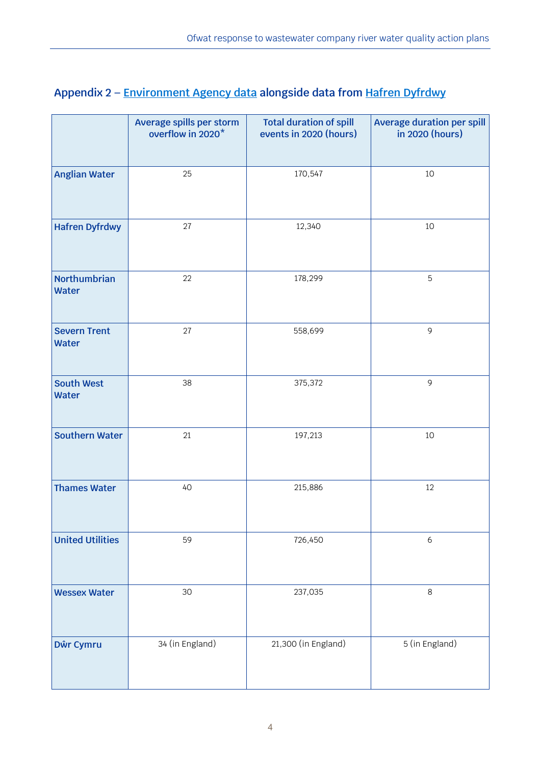## Appendix 2 – Environment Agency data alongside data from Hafren Dyfrdwy

| | Average spills per storm overflow in 2020* | Total duration of spill events in 2020 (hours) | Average duration per spill in 2020 (hours) |
|---|---|---|---|
| **Anglian Water** | 25 | 170,547 | 10 |
| **Hafren Dyfrdwy** | 27 | 12,340 | 10 |
| **Northumbrian Water** | 22 | 178,299 | 5 |
| **Severn Trent Water** | 27 | 558,699 | 9 |
| **South West Water** | 38 | 375,372 | 9 |
| **Southern Water** | 21 | 197,213 | 10 |
| **Thames Water** | 40 | 215,886 | 12 |
| **United Utilities** | 59 | 726,450 | 6 |
| **Wessex Water** | 30 | 237,035 | 8 |
| **Dŵr Cymru** | 34 (in England) | 21,300 (in England) | 5 (in England) |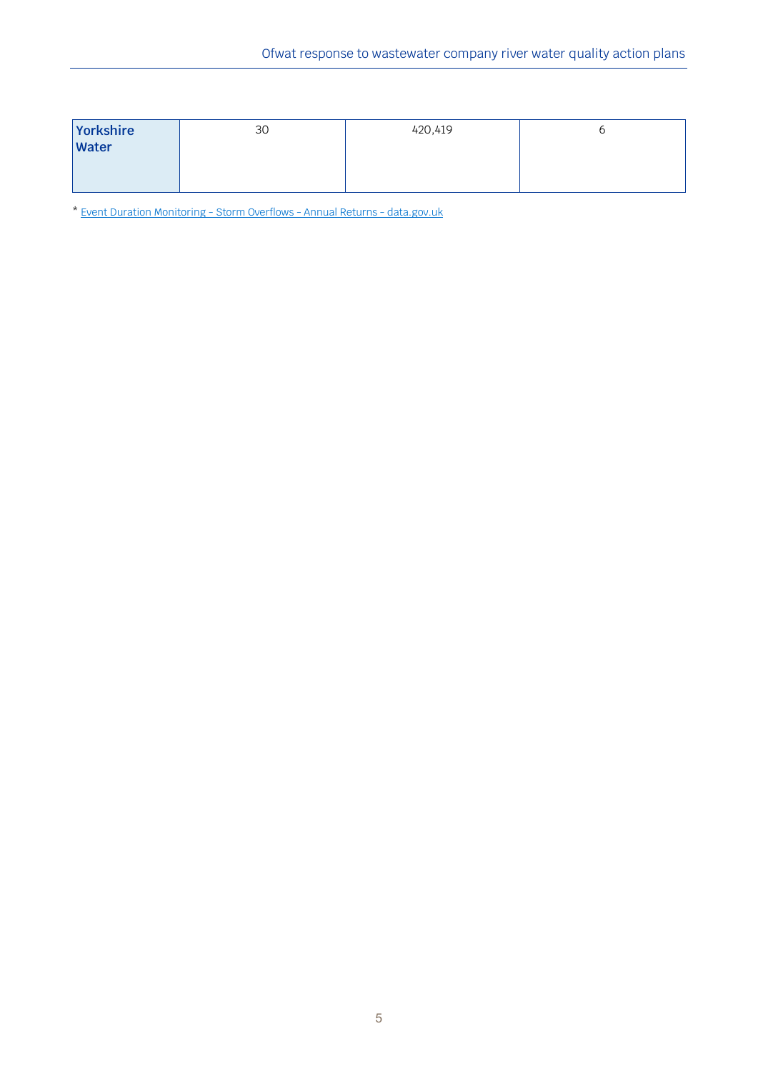| | | | |
|---|---|---|---|
| **Yorkshire Water** | 30 | 420,419 | 6 |

* Event Duration Monitoring – Storm Overflows – Annual Returns – data.gov.uk